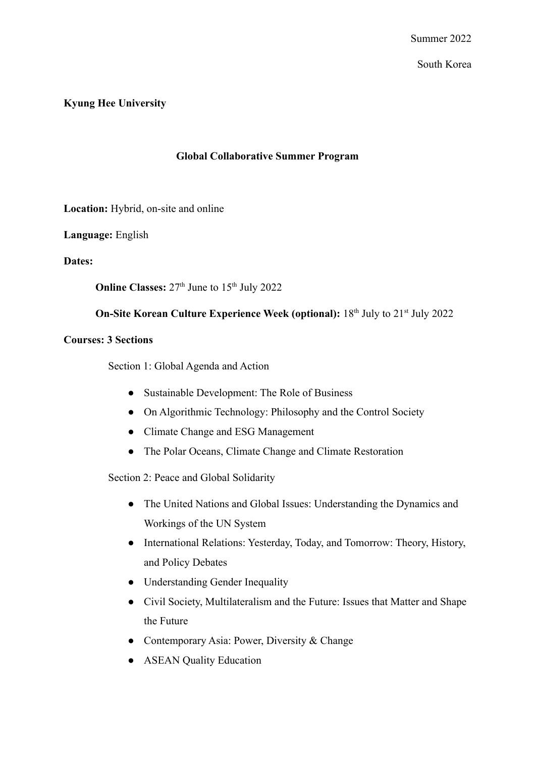Summer 2022

South Korea

**Kyung Hee University**

## Global Collaborative Summer Program

**Location:** Hybrid, on-site and online

**Language:** English

**Dates:**

**Online Classes:** 27th June to 15th July 2022

**On-Site Korean Culture Experience Week (optional):** 18th July to 21st July 2022

**Courses: 3 Sections**

Section 1: Global Agenda and Action

- Sustainable Development: The Role of Business
- On Algorithmic Technology: Philosophy and the Control Society
- Climate Change and ESG Management
- The Polar Oceans, Climate Change and Climate Restoration

Section 2: Peace and Global Solidarity

- The United Nations and Global Issues: Understanding the Dynamics and Workings of the UN System
- International Relations: Yesterday, Today, and Tomorrow: Theory, History, and Policy Debates
- Understanding Gender Inequality
- Civil Society, Multilateralism and the Future: Issues that Matter and Shape the Future
- Contemporary Asia: Power, Diversity & Change
- ASEAN Quality Education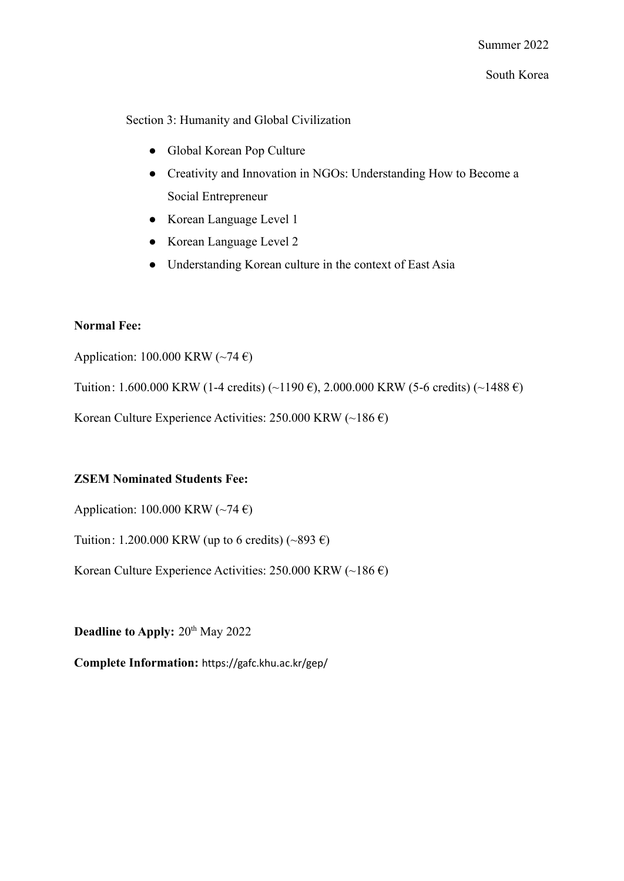Summer 2022

South Korea

Section 3: Humanity and Global Civilization

- Global Korean Pop Culture
- Creativity and Innovation in NGOs: Understanding How to Become a Social Entrepreneur
- Korean Language Level 1
- Korean Language Level 2
- Understanding Korean culture in the context of East Asia

**Normal Fee:**

Application: 100.000 KRW (~74 €)

Tuition: 1.600.000 KRW (1-4 credits) (~1190 €), 2.000.000 KRW (5-6 credits) (~1488 €)

Korean Culture Experience Activities: 250.000 KRW (~186 €)

**ZSEM Nominated Students Fee:**

Application: 100.000 KRW (~74 €)

Tuition: 1.200.000 KRW (up to 6 credits) (~893 €)

Korean Culture Experience Activities: 250.000 KRW (~186 €)

**Deadline to Apply:** 20th May 2022

**Complete Information:** https://gafc.khu.ac.kr/gep/